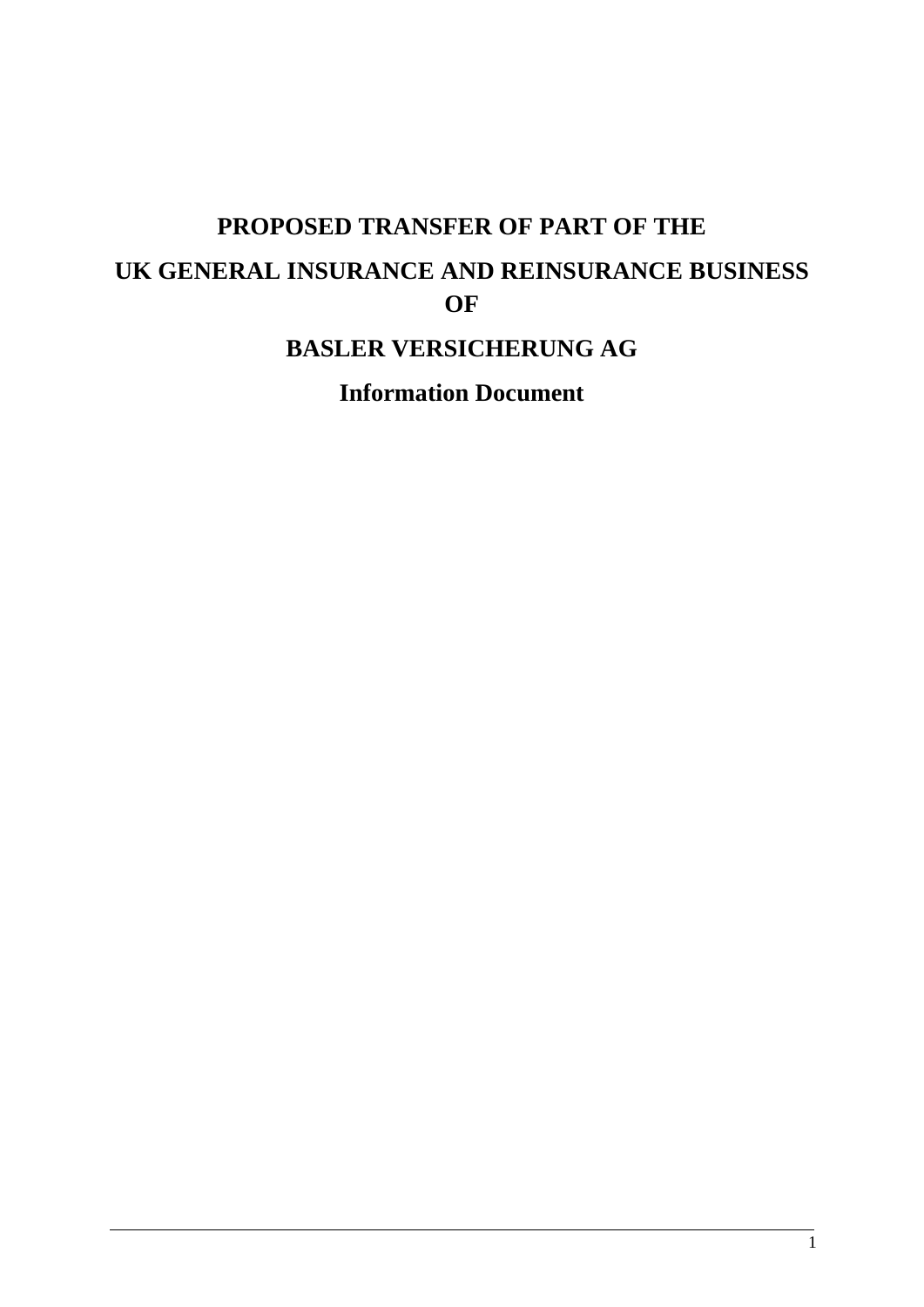# PROPOSED TRANSFER OF PART OF THE UK GENERAL INSURANCE AND REINSURANCE BUSINESS OF BASLER VERSICHERUNG AG

## Information Document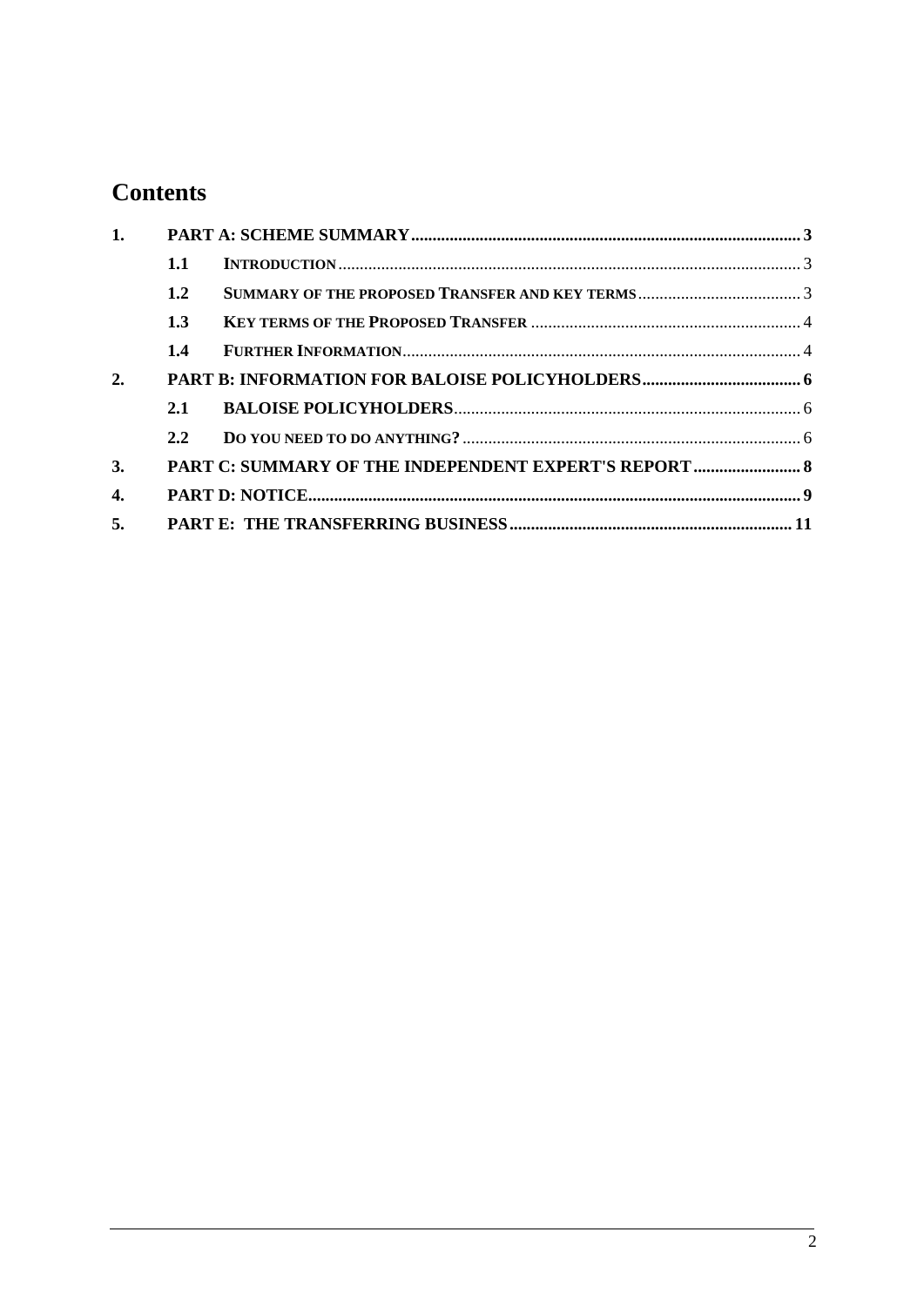# Contents

| | | | |
|---|---|---|---|
| **1.** | **PART A: SCHEME SUMMARY** | | **3** |
| | **1.1** | **INTRODUCTION** | 3 |
| | **1.2** | **SUMMARY OF THE PROPOSED TRANSFER AND KEY TERMS** | 3 |
| | **1.3** | **KEY TERMS OF THE PROPOSED TRANSFER** | 4 |
| | **1.4** | **FURTHER INFORMATION** | 4 |
| **2.** | **PART B: INFORMATION FOR BALOISE POLICYHOLDERS** | | **6** |
| | **2.1** | **BALOISE POLICYHOLDERS** | 6 |
| | **2.2** | **DO YOU NEED TO DO ANYTHING?** | 6 |
| **3.** | **PART C: SUMMARY OF THE INDEPENDENT EXPERT'S REPORT** | | **8** |
| **4.** | **PART D: NOTICE** | | **9** |
| **5.** | **PART E: THE TRANSFERRING BUSINESS** | | **11** |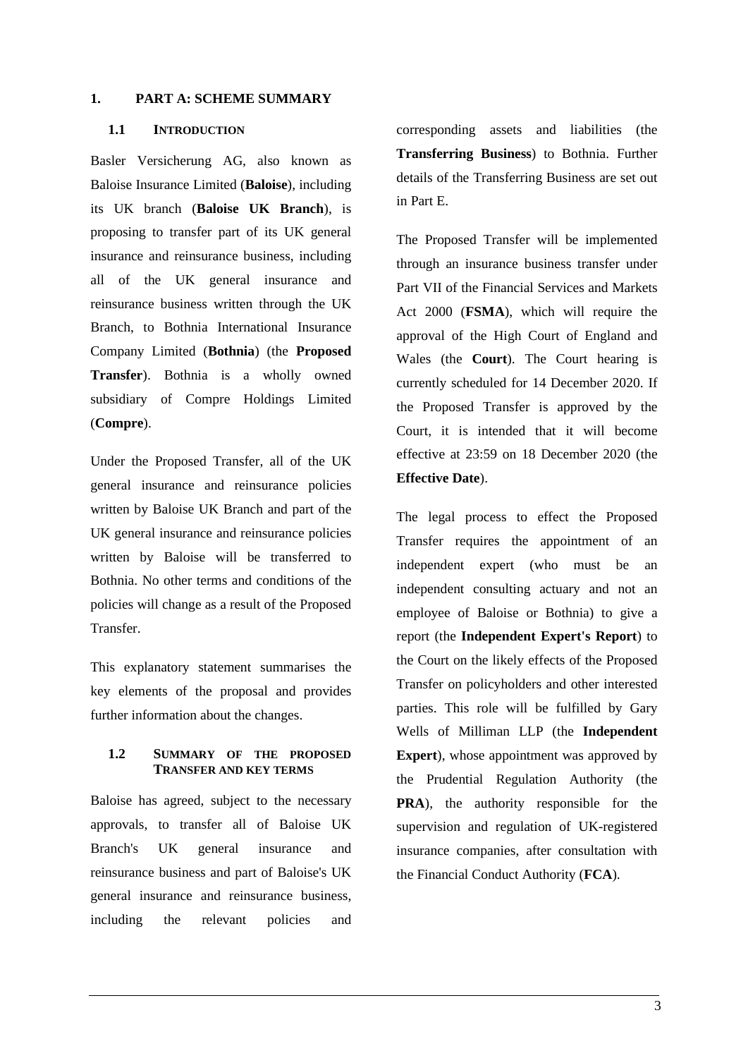# 1. PART A: SCHEME SUMMARY

## 1.1 INTRODUCTION

Basler Versicherung AG, also known as Baloise Insurance Limited (**Baloise**), including its UK branch (**Baloise UK Branch**), is proposing to transfer part of its UK general insurance and reinsurance business, including all of the UK general insurance and reinsurance business written through the UK Branch, to Bothnia International Insurance Company Limited (**Bothnia**) (the **Proposed Transfer**). Bothnia is a wholly owned subsidiary of Compre Holdings Limited (**Compre**).

Under the Proposed Transfer, all of the UK general insurance and reinsurance policies written by Baloise UK Branch and part of the UK general insurance and reinsurance policies written by Baloise will be transferred to Bothnia. No other terms and conditions of the policies will change as a result of the Proposed Transfer.

This explanatory statement summarises the key elements of the proposal and provides further information about the changes.

## 1.2 SUMMARY OF THE PROPOSED TRANSFER AND KEY TERMS

Baloise has agreed, subject to the necessary approvals, to transfer all of Baloise UK Branch's UK general insurance and reinsurance business and part of Baloise's UK general insurance and reinsurance business, including the relevant policies and corresponding assets and liabilities (the **Transferring Business**) to Bothnia. Further details of the Transferring Business are set out in Part E.

The Proposed Transfer will be implemented through an insurance business transfer under Part VII of the Financial Services and Markets Act 2000 (**FSMA**), which will require the approval of the High Court of England and Wales (the **Court**). The Court hearing is currently scheduled for 14 December 2020. If the Proposed Transfer is approved by the Court, it is intended that it will become effective at 23:59 on 18 December 2020 (the **Effective Date**).

The legal process to effect the Proposed Transfer requires the appointment of an independent expert (who must be an independent consulting actuary and not an employee of Baloise or Bothnia) to give a report (the **Independent Expert's Report**) to the Court on the likely effects of the Proposed Transfer on policyholders and other interested parties. This role will be fulfilled by Gary Wells of Milliman LLP (the **Independent Expert**), whose appointment was approved by the Prudential Regulation Authority (the **PRA**), the authority responsible for the supervision and regulation of UK-registered insurance companies, after consultation with the Financial Conduct Authority (**FCA**).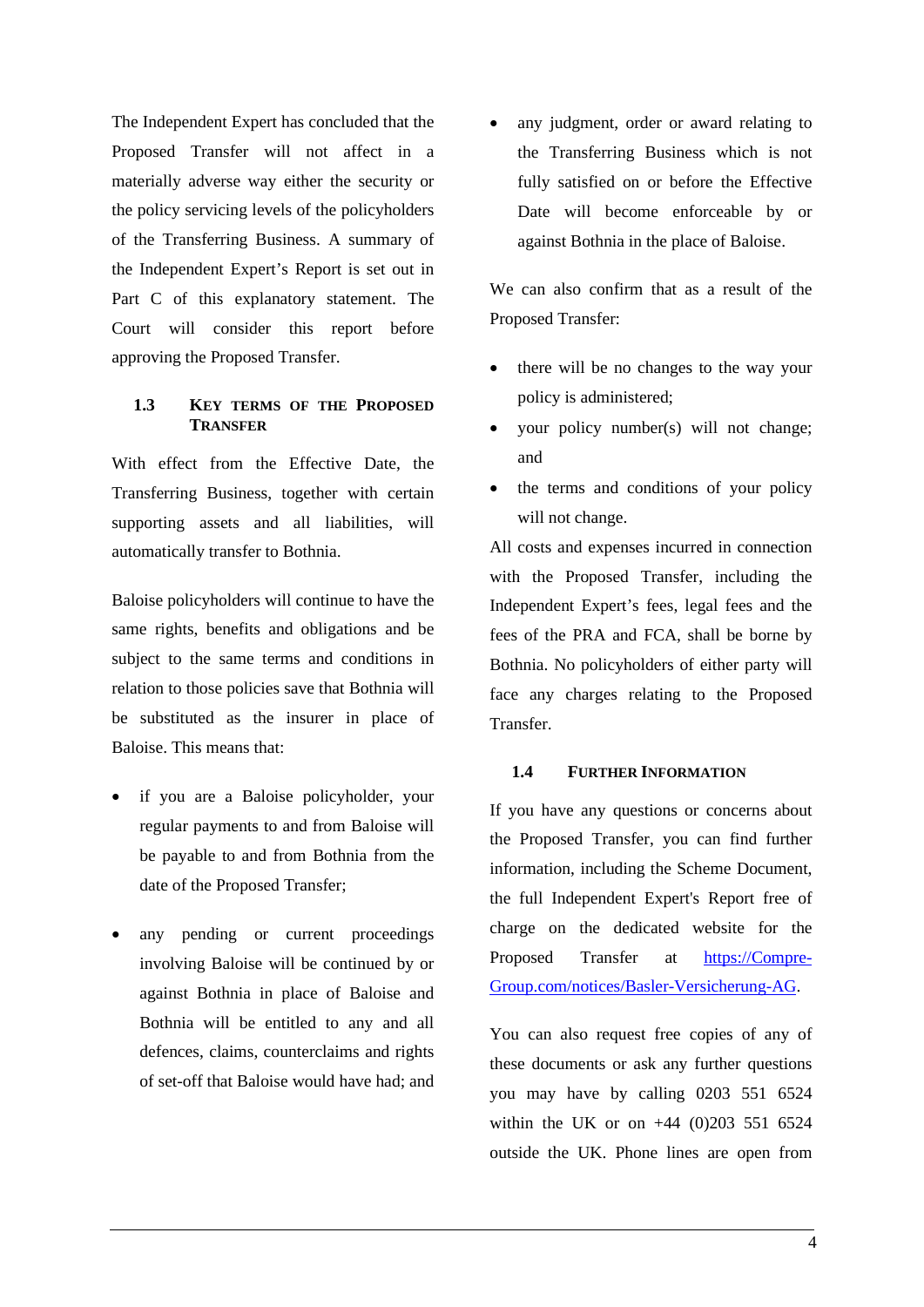The Independent Expert has concluded that the Proposed Transfer will not affect in a materially adverse way either the security or the policy servicing levels of the policyholders of the Transferring Business. A summary of the Independent Expert's Report is set out in Part C of this explanatory statement. The Court will consider this report before approving the Proposed Transfer.

### 1.3 KEY TERMS OF THE PROPOSED TRANSFER

With effect from the Effective Date, the Transferring Business, together with certain supporting assets and all liabilities, will automatically transfer to Bothnia.

Baloise policyholders will continue to have the same rights, benefits and obligations and be subject to the same terms and conditions in relation to those policies save that Bothnia will be substituted as the insurer in place of Baloise. This means that:

- if you are a Baloise policyholder, your regular payments to and from Baloise will be payable to and from Bothnia from the date of the Proposed Transfer;
- any pending or current proceedings involving Baloise will be continued by or against Bothnia in place of Baloise and Bothnia will be entitled to any and all defences, claims, counterclaims and rights of set-off that Baloise would have had; and
- any judgment, order or award relating to the Transferring Business which is not fully satisfied on or before the Effective Date will become enforceable by or against Bothnia in the place of Baloise.

We can also confirm that as a result of the Proposed Transfer:

- there will be no changes to the way your policy is administered;
- your policy number(s) will not change; and
- the terms and conditions of your policy will not change.

All costs and expenses incurred in connection with the Proposed Transfer, including the Independent Expert's fees, legal fees and the fees of the PRA and FCA, shall be borne by Bothnia. No policyholders of either party will face any charges relating to the Proposed Transfer.

### 1.4 FURTHER INFORMATION

If you have any questions or concerns about the Proposed Transfer, you can find further information, including the Scheme Document, the full Independent Expert's Report free of charge on the dedicated website for the Proposed Transfer at [https://Compre-Group.com/notices/Basler-Versicherung-AG](https://Compre-Group.com/notices/Basler-Versicherung-AG).

You can also request free copies of any of these documents or ask any further questions you may have by calling 0203 551 6524 within the UK or on +44 (0)203 551 6524 outside the UK. Phone lines are open from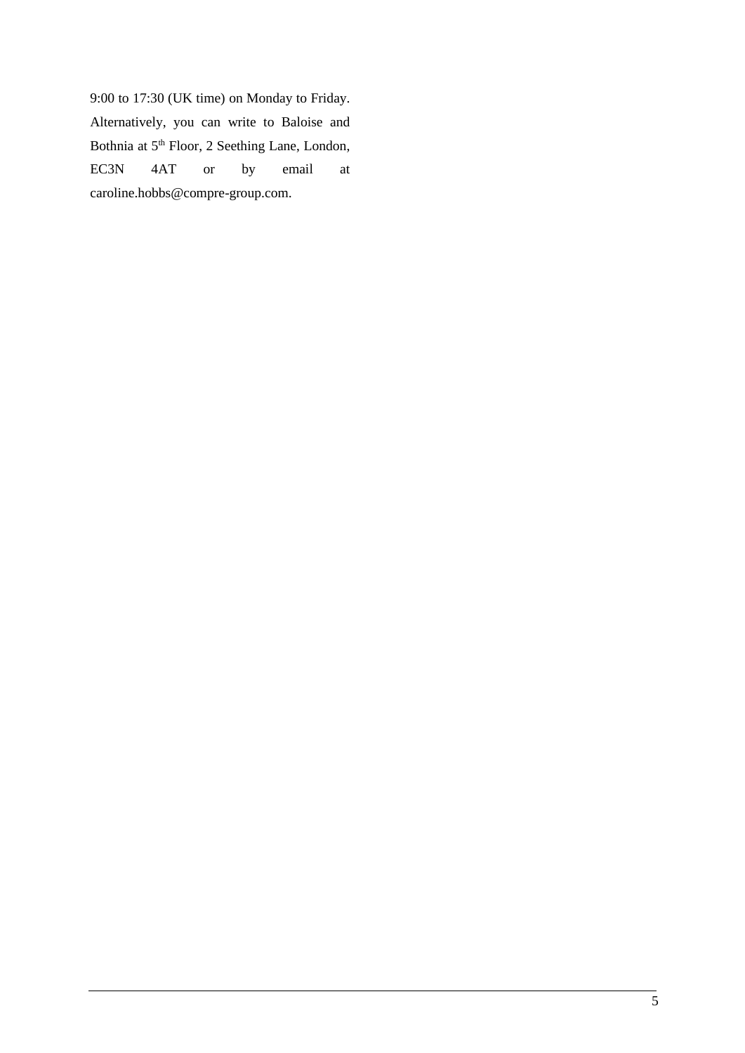9:00 to 17:30 (UK time) on Monday to Friday. Alternatively, you can write to Baloise and Bothnia at 5th Floor, 2 Seething Lane, London, EC3N 4AT or by email at caroline.hobbs@compre-group.com.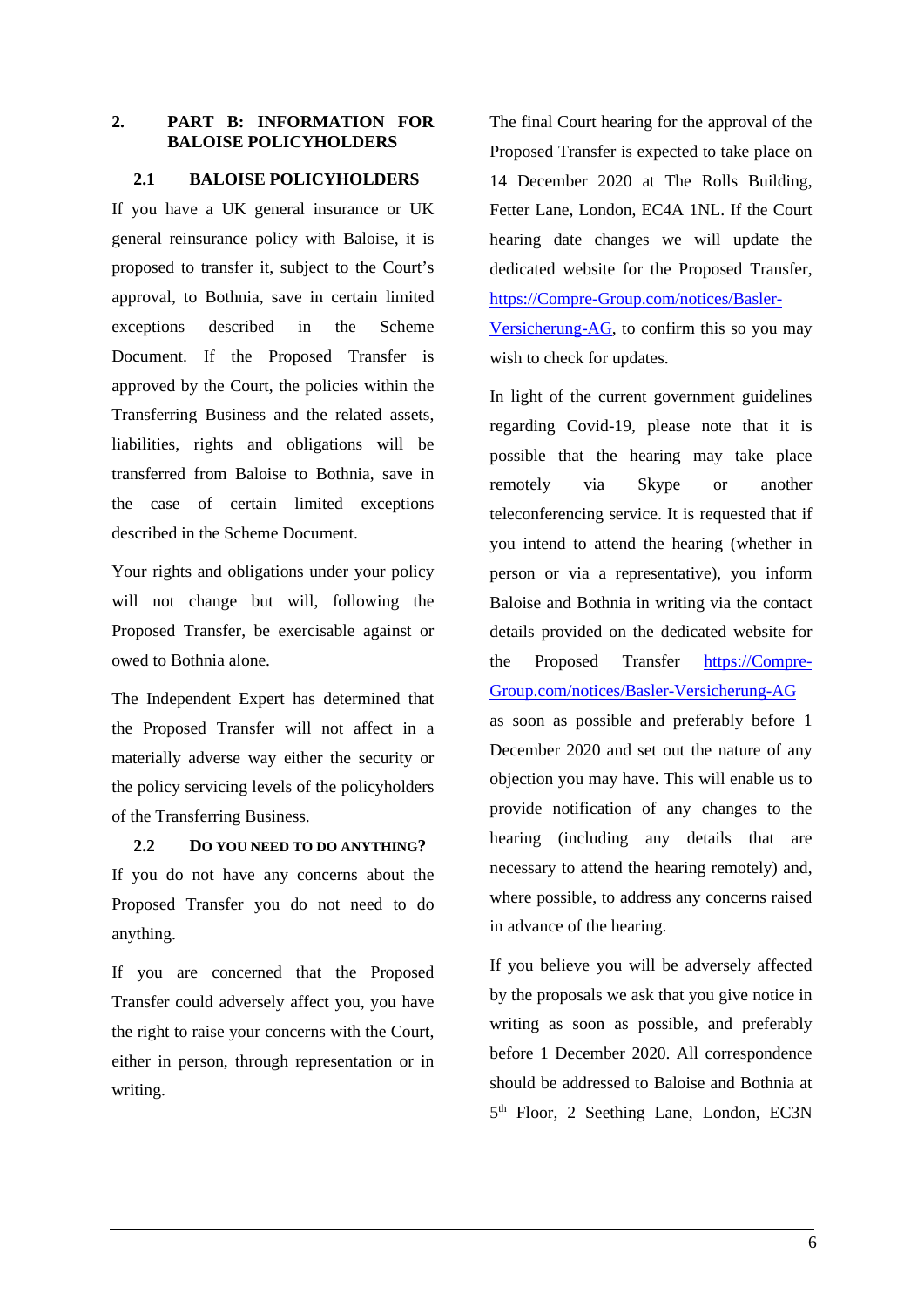## 2. PART B: INFORMATION FOR BALOISE POLICYHOLDERS

### 2.1 BALOISE POLICYHOLDERS

If you have a UK general insurance or UK general reinsurance policy with Baloise, it is proposed to transfer it, subject to the Court's approval, to Bothnia, save in certain limited exceptions described in the Scheme Document. If the Proposed Transfer is approved by the Court, the policies within the Transferring Business and the related assets, liabilities, rights and obligations will be transferred from Baloise to Bothnia, save in the case of certain limited exceptions described in the Scheme Document.

Your rights and obligations under your policy will not change but will, following the Proposed Transfer, be exercisable against or owed to Bothnia alone.

The Independent Expert has determined that the Proposed Transfer will not affect in a materially adverse way either the security or the policy servicing levels of the policyholders of the Transferring Business.

### 2.2 DO YOU NEED TO DO ANYTHING?

If you do not have any concerns about the Proposed Transfer you do not need to do anything.

If you are concerned that the Proposed Transfer could adversely affect you, you have the right to raise your concerns with the Court, either in person, through representation or in writing.

The final Court hearing for the approval of the Proposed Transfer is expected to take place on 14 December 2020 at The Rolls Building, Fetter Lane, London, EC4A 1NL. If the Court hearing date changes we will update the dedicated website for the Proposed Transfer, https://Compre-Group.com/notices/Basler-Versicherung-AG, to confirm this so you may wish to check for updates.

In light of the current government guidelines regarding Covid-19, please note that it is possible that the hearing may take place remotely via Skype or another teleconferencing service. It is requested that if you intend to attend the hearing (whether in person or via a representative), you inform Baloise and Bothnia in writing via the contact details provided on the dedicated website for the Proposed Transfer https://Compre-Group.com/notices/Basler-Versicherung-AG as soon as possible and preferably before 1 December 2020 and set out the nature of any objection you may have. This will enable us to provide notification of any changes to the hearing (including any details that are necessary to attend the hearing remotely) and, where possible, to address any concerns raised in advance of the hearing.

If you believe you will be adversely affected by the proposals we ask that you give notice in writing as soon as possible, and preferably before 1 December 2020. All correspondence should be addressed to Baloise and Bothnia at 5th Floor, 2 Seething Lane, London, EC3N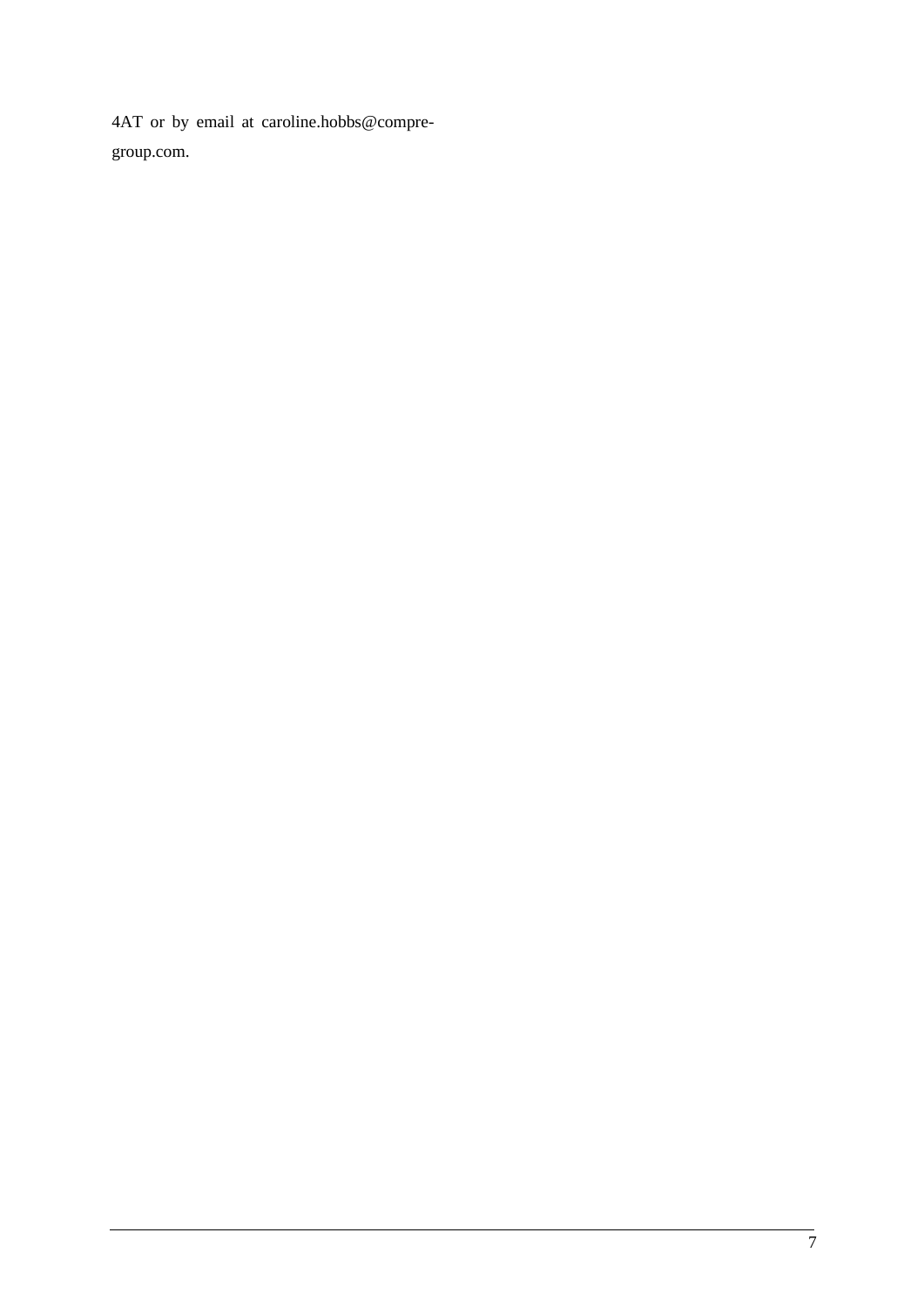4AT or by email at caroline.hobbs@compre-group.com.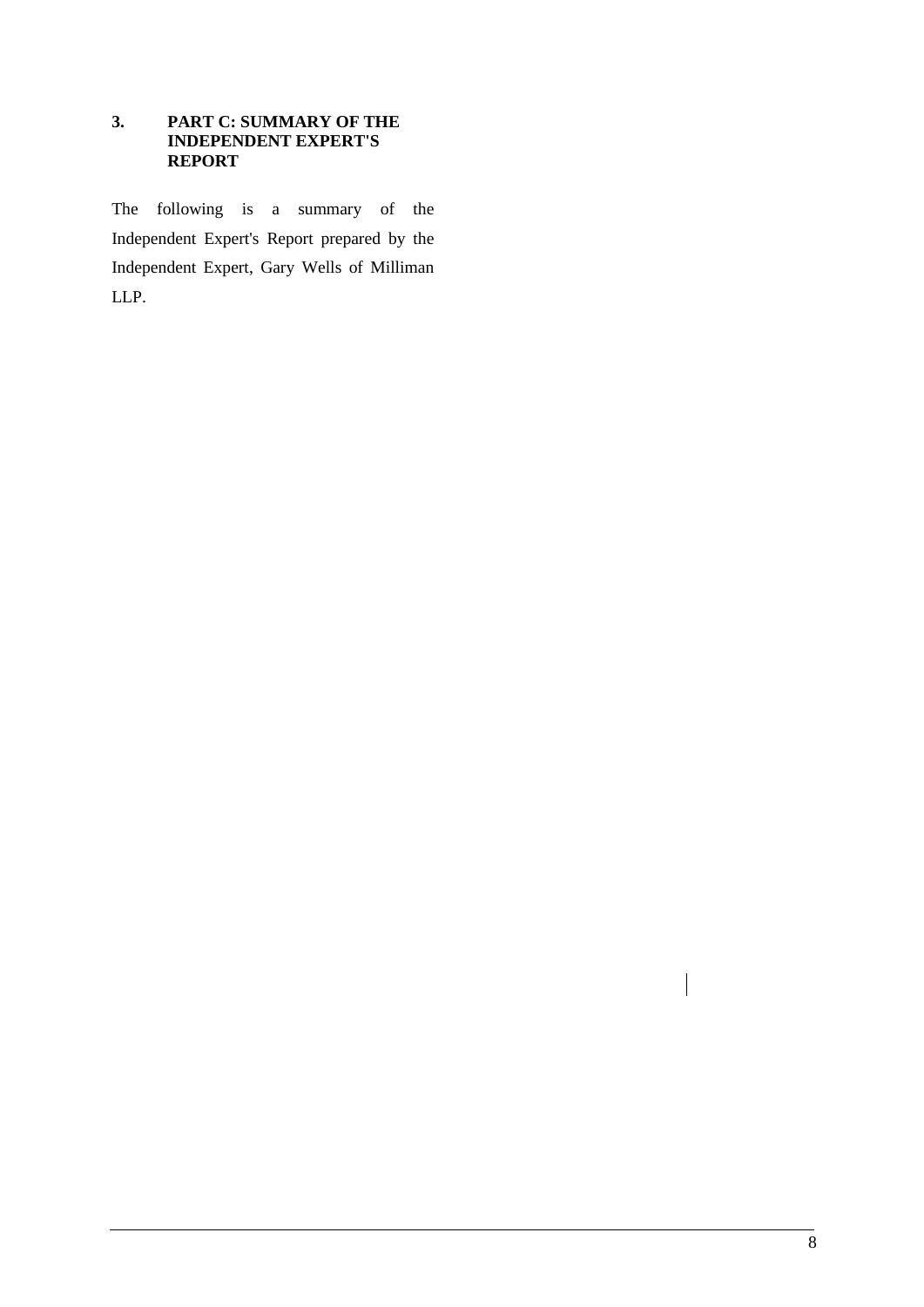## 3. PART C: SUMMARY OF THE INDEPENDENT EXPERT'S REPORT

The following is a summary of the Independent Expert's Report prepared by the Independent Expert, Gary Wells of Milliman LLP.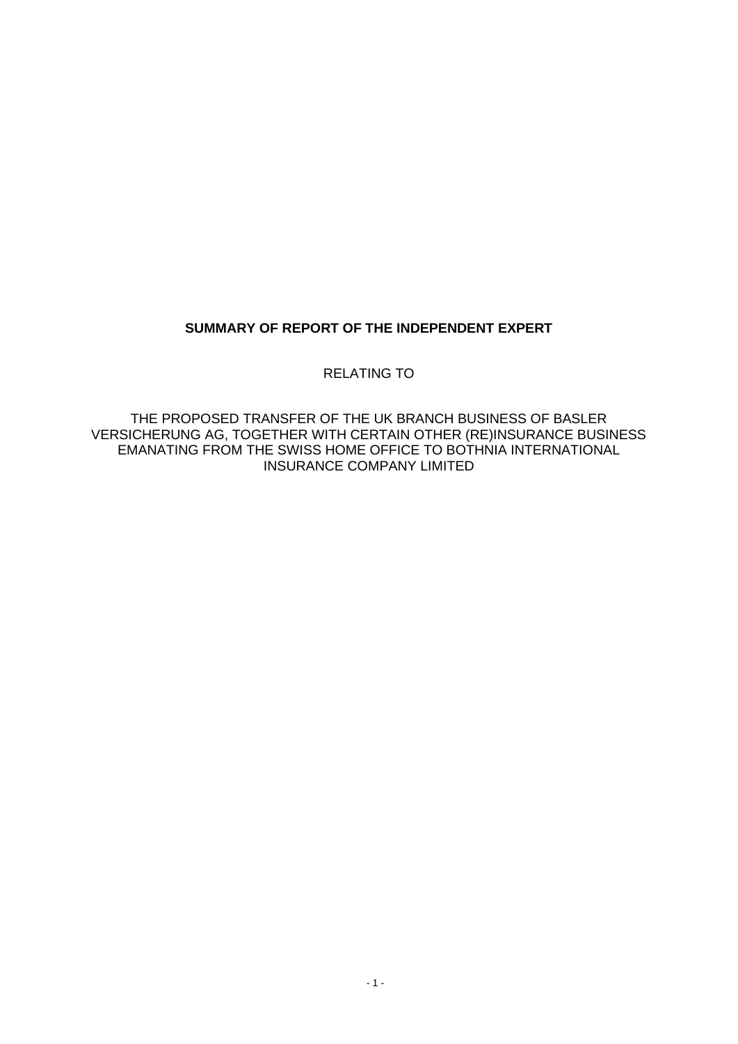**SUMMARY OF REPORT OF THE INDEPENDENT EXPERT**

RELATING TO

THE PROPOSED TRANSFER OF THE UK BRANCH BUSINESS OF BASLER VERSICHERUNG AG, TOGETHER WITH CERTAIN OTHER (RE)INSURANCE BUSINESS EMANATING FROM THE SWISS HOME OFFICE TO BOTHNIA INTERNATIONAL INSURANCE COMPANY LIMITED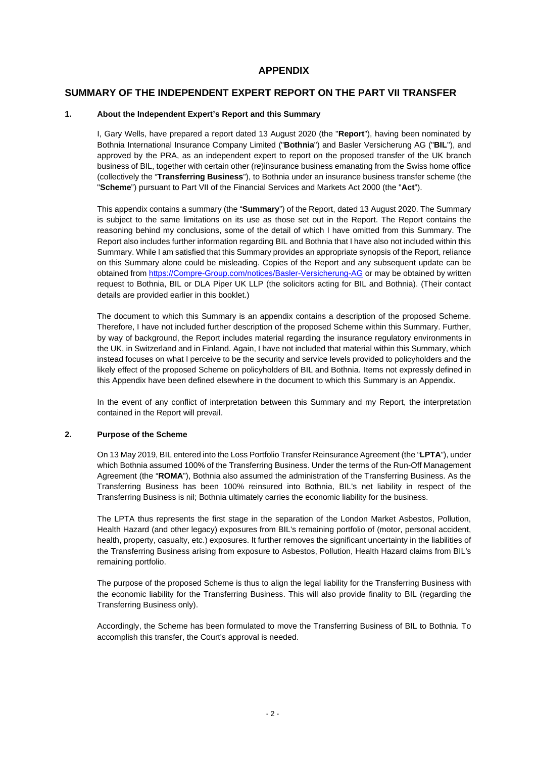# APPENDIX

## SUMMARY OF THE INDEPENDENT EXPERT REPORT ON THE PART VII TRANSFER

### 1. About the Independent Expert's Report and this Summary

I, Gary Wells, have prepared a report dated 13 August 2020 (the "**Report**"), having been nominated by Bothnia International Insurance Company Limited ("**Bothnia**") and Basler Versicherung AG ("**BIL**"), and approved by the PRA, as an independent expert to report on the proposed transfer of the UK branch business of BIL, together with certain other (re)insurance business emanating from the Swiss home office (collectively the "**Transferring Business**"), to Bothnia under an insurance business transfer scheme (the "**Scheme**") pursuant to Part VII of the Financial Services and Markets Act 2000 (the "**Act**").

This appendix contains a summary (the "**Summary**") of the Report, dated 13 August 2020. The Summary is subject to the same limitations on its use as those set out in the Report. The Report contains the reasoning behind my conclusions, some of the detail of which I have omitted from this Summary. The Report also includes further information regarding BIL and Bothnia that I have also not included within this Summary. While I am satisfied that this Summary provides an appropriate synopsis of the Report, reliance on this Summary alone could be misleading. Copies of the Report and any subsequent update can be obtained from https://Compre-Group.com/notices/Basler-Versicherung-AG or may be obtained by written request to Bothnia, BIL or DLA Piper UK LLP (the solicitors acting for BIL and Bothnia). (Their contact details are provided earlier in this booklet.)

The document to which this Summary is an appendix contains a description of the proposed Scheme. Therefore, I have not included further description of the proposed Scheme within this Summary. Further, by way of background, the Report includes material regarding the insurance regulatory environments in the UK, in Switzerland and in Finland. Again, I have not included that material within this Summary, which instead focuses on what I perceive to be the security and service levels provided to policyholders and the likely effect of the proposed Scheme on policyholders of BIL and Bothnia. Items not expressly defined in this Appendix have been defined elsewhere in the document to which this Summary is an Appendix.

In the event of any conflict of interpretation between this Summary and my Report, the interpretation contained in the Report will prevail.

### 2. Purpose of the Scheme

On 13 May 2019, BIL entered into the Loss Portfolio Transfer Reinsurance Agreement (the "**LPTA**"), under which Bothnia assumed 100% of the Transferring Business. Under the terms of the Run-Off Management Agreement (the "**ROMA**"), Bothnia also assumed the administration of the Transferring Business. As the Transferring Business has been 100% reinsured into Bothnia, BIL's net liability in respect of the Transferring Business is nil; Bothnia ultimately carries the economic liability for the business.

The LPTA thus represents the first stage in the separation of the London Market Asbestos, Pollution, Health Hazard (and other legacy) exposures from BIL's remaining portfolio of (motor, personal accident, health, property, casualty, etc.) exposures. It further removes the significant uncertainty in the liabilities of the Transferring Business arising from exposure to Asbestos, Pollution, Health Hazard claims from BIL's remaining portfolio.

The purpose of the proposed Scheme is thus to align the legal liability for the Transferring Business with the economic liability for the Transferring Business. This will also provide finality to BIL (regarding the Transferring Business only).

Accordingly, the Scheme has been formulated to move the Transferring Business of BIL to Bothnia. To accomplish this transfer, the Court's approval is needed.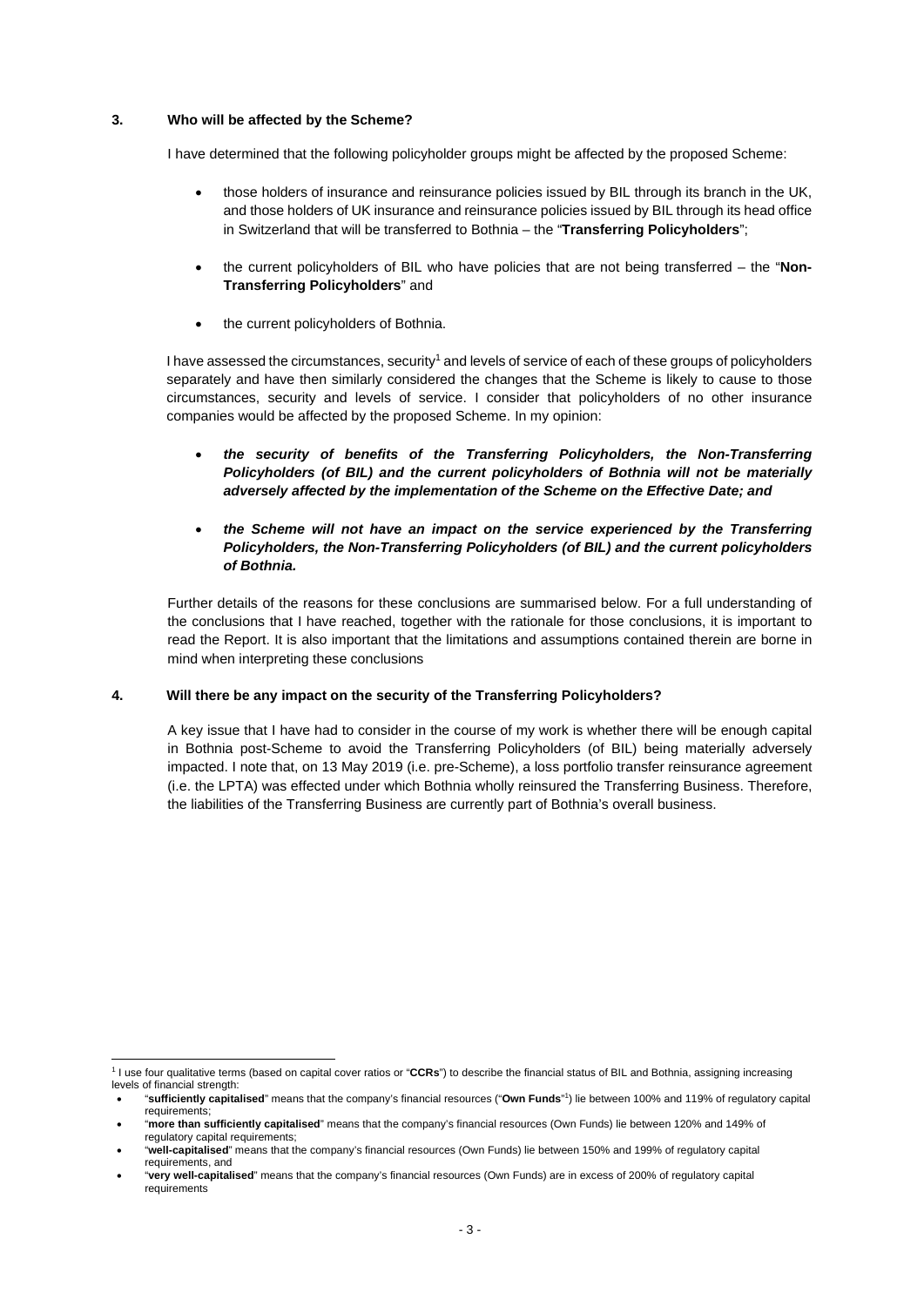## 3. Who will be affected by the Scheme?

I have determined that the following policyholder groups might be affected by the proposed Scheme:

- those holders of insurance and reinsurance policies issued by BIL through its branch in the UK, and those holders of UK insurance and reinsurance policies issued by BIL through its head office in Switzerland that will be transferred to Bothnia – the "**Transferring Policyholders**";
- the current policyholders of BIL who have policies that are not being transferred – the "**Non-Transferring Policyholders**" and
- the current policyholders of Bothnia.

I have assessed the circumstances, security[1] and levels of service of each of these groups of policyholders separately and have then similarly considered the changes that the Scheme is likely to cause to those circumstances, security and levels of service. I consider that policyholders of no other insurance companies would be affected by the proposed Scheme. In my opinion:

- ***the security of benefits of the Transferring Policyholders, the Non-Transferring Policyholders (of BIL) and the current policyholders of Bothnia will not be materially adversely affected by the implementation of the Scheme on the Effective Date; and***
- ***the Scheme will not have an impact on the service experienced by the Transferring Policyholders, the Non-Transferring Policyholders (of BIL) and the current policyholders of Bothnia.***

Further details of the reasons for these conclusions are summarised below. For a full understanding of the conclusions that I have reached, together with the rationale for those conclusions, it is important to read the Report. It is also important that the limitations and assumptions contained therein are borne in mind when interpreting these conclusions

## 4. Will there be any impact on the security of the Transferring Policyholders?

A key issue that I have had to consider in the course of my work is whether there will be enough capital in Bothnia post-Scheme to avoid the Transferring Policyholders (of BIL) being materially adversely impacted. I note that, on 13 May 2019 (i.e. pre-Scheme), a loss portfolio transfer reinsurance agreement (i.e. the LPTA) was effected under which Bothnia wholly reinsured the Transferring Business. Therefore, the liabilities of the Transferring Business are currently part of Bothnia's overall business.

---

[1] I use four qualitative terms (based on capital cover ratios or "**CCRs**") to describe the financial status of BIL and Bothnia, assigning increasing levels of financial strength:

- "**sufficiently capitalised**" means that the company's financial resources ("**Own Funds**"[1]) lie between 100% and 119% of regulatory capital requirements;
- "**more than sufficiently capitalised**" means that the company's financial resources (Own Funds) lie between 120% and 149% of regulatory capital requirements;
- "**well-capitalised**" means that the company's financial resources (Own Funds) lie between 150% and 199% of regulatory capital requirements, and
- "**very well-capitalised**" means that the company's financial resources (Own Funds) are in excess of 200% of regulatory capital requirements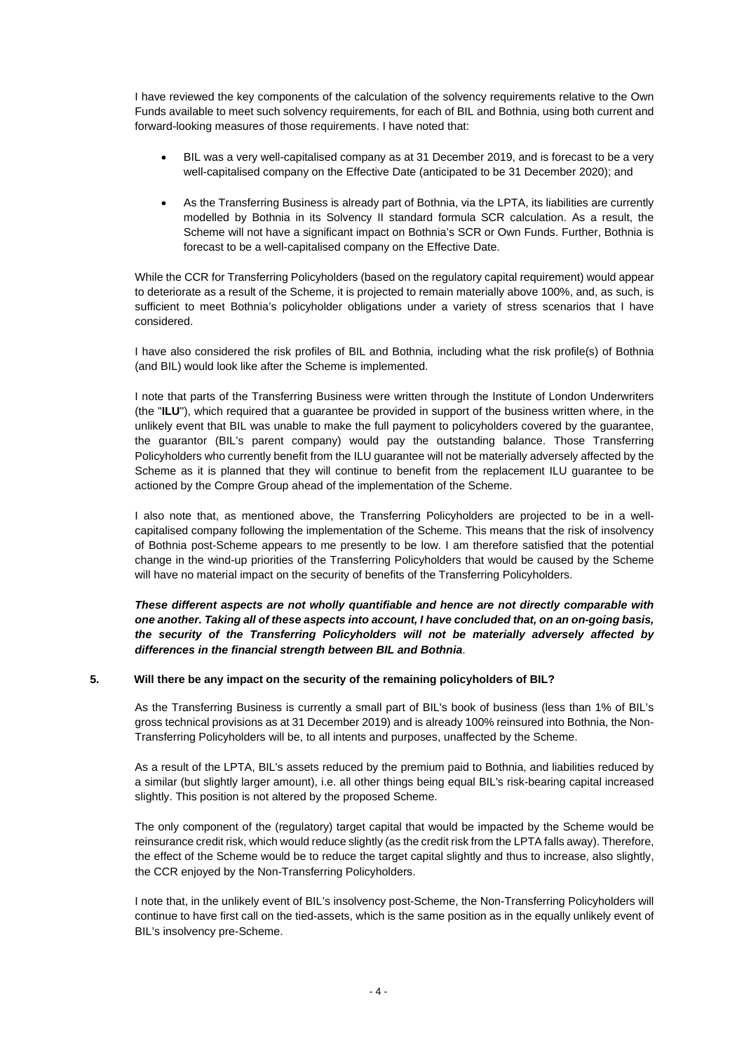I have reviewed the key components of the calculation of the solvency requirements relative to the Own Funds available to meet such solvency requirements, for each of BIL and Bothnia, using both current and forward-looking measures of those requirements. I have noted that:

- BIL was a very well-capitalised company as at 31 December 2019, and is forecast to be a very well-capitalised company on the Effective Date (anticipated to be 31 December 2020); and
- As the Transferring Business is already part of Bothnia, via the LPTA, its liabilities are currently modelled by Bothnia in its Solvency II standard formula SCR calculation. As a result, the Scheme will not have a significant impact on Bothnia's SCR or Own Funds. Further, Bothnia is forecast to be a well-capitalised company on the Effective Date.

While the CCR for Transferring Policyholders (based on the regulatory capital requirement) would appear to deteriorate as a result of the Scheme, it is projected to remain materially above 100%, and, as such, is sufficient to meet Bothnia's policyholder obligations under a variety of stress scenarios that I have considered.

I have also considered the risk profiles of BIL and Bothnia, including what the risk profile(s) of Bothnia (and BIL) would look like after the Scheme is implemented.

I note that parts of the Transferring Business were written through the Institute of London Underwriters (the "**ILU**"), which required that a guarantee be provided in support of the business written where, in the unlikely event that BIL was unable to make the full payment to policyholders covered by the guarantee, the guarantor (BIL's parent company) would pay the outstanding balance. Those Transferring Policyholders who currently benefit from the ILU guarantee will not be materially adversely affected by the Scheme as it is planned that they will continue to benefit from the replacement ILU guarantee to be actioned by the Compre Group ahead of the implementation of the Scheme.

I also note that, as mentioned above, the Transferring Policyholders are projected to be in a well-capitalised company following the implementation of the Scheme. This means that the risk of insolvency of Bothnia post-Scheme appears to me presently to be low. I am therefore satisfied that the potential change in the wind-up priorities of the Transferring Policyholders that would be caused by the Scheme will have no material impact on the security of benefits of the Transferring Policyholders.

***These different aspects are not wholly quantifiable and hence are not directly comparable with one another. Taking all of these aspects into account, I have concluded that, on an on-going basis, the security of the Transferring Policyholders will not be materially adversely affected by differences in the financial strength between BIL and Bothnia***.

## 5. Will there be any impact on the security of the remaining policyholders of BIL?

As the Transferring Business is currently a small part of BIL's book of business (less than 1% of BIL's gross technical provisions as at 31 December 2019) and is already 100% reinsured into Bothnia, the Non-Transferring Policyholders will be, to all intents and purposes, unaffected by the Scheme.

As a result of the LPTA, BIL's assets reduced by the premium paid to Bothnia, and liabilities reduced by a similar (but slightly larger amount), i.e. all other things being equal BIL's risk-bearing capital increased slightly. This position is not altered by the proposed Scheme.

The only component of the (regulatory) target capital that would be impacted by the Scheme would be reinsurance credit risk, which would reduce slightly (as the credit risk from the LPTA falls away). Therefore, the effect of the Scheme would be to reduce the target capital slightly and thus to increase, also slightly, the CCR enjoyed by the Non-Transferring Policyholders.

I note that, in the unlikely event of BIL's insolvency post-Scheme, the Non-Transferring Policyholders will continue to have first call on the tied-assets, which is the same position as in the equally unlikely event of BIL's insolvency pre-Scheme.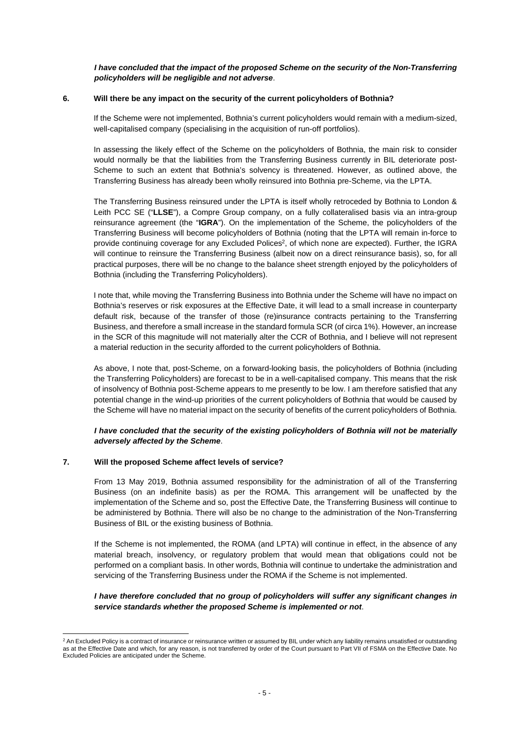***I have concluded that the impact of the proposed Scheme on the security of the Non-Transferring policyholders will be negligible and not adverse***.

**6. Will there be any impact on the security of the current policyholders of Bothnia?**

If the Scheme were not implemented, Bothnia's current policyholders would remain with a medium-sized, well-capitalised company (specialising in the acquisition of run-off portfolios).

In assessing the likely effect of the Scheme on the policyholders of Bothnia, the main risk to consider would normally be that the liabilities from the Transferring Business currently in BIL deteriorate post-Scheme to such an extent that Bothnia's solvency is threatened. However, as outlined above, the Transferring Business has already been wholly reinsured into Bothnia pre-Scheme, via the LPTA.

The Transferring Business reinsured under the LPTA is itself wholly retroceded by Bothnia to London & Leith PCC SE ("**LLSE**"), a Compre Group company, on a fully collateralised basis via an intra-group reinsurance agreement (the "**IGRA**"). On the implementation of the Scheme, the policyholders of the Transferring Business will become policyholders of Bothnia (noting that the LPTA will remain in-force to provide continuing coverage for any Excluded Polices[2], of which none are expected). Further, the IGRA will continue to reinsure the Transferring Business (albeit now on a direct reinsurance basis), so, for all practical purposes, there will be no change to the balance sheet strength enjoyed by the policyholders of Bothnia (including the Transferring Policyholders).

I note that, while moving the Transferring Business into Bothnia under the Scheme will have no impact on Bothnia's reserves or risk exposures at the Effective Date, it will lead to a small increase in counterparty default risk, because of the transfer of those (re)insurance contracts pertaining to the Transferring Business, and therefore a small increase in the standard formula SCR (of circa 1%). However, an increase in the SCR of this magnitude will not materially alter the CCR of Bothnia, and I believe will not represent a material reduction in the security afforded to the current policyholders of Bothnia.

As above, I note that, post-Scheme, on a forward-looking basis, the policyholders of Bothnia (including the Transferring Policyholders) are forecast to be in a well-capitalised company. This means that the risk of insolvency of Bothnia post-Scheme appears to me presently to be low. I am therefore satisfied that any potential change in the wind-up priorities of the current policyholders of Bothnia that would be caused by the Scheme will have no material impact on the security of benefits of the current policyholders of Bothnia.

***I have concluded that the security of the existing policyholders of Bothnia will not be materially adversely affected by the Scheme***.

**7. Will the proposed Scheme affect levels of service?**

From 13 May 2019, Bothnia assumed responsibility for the administration of all of the Transferring Business (on an indefinite basis) as per the ROMA. This arrangement will be unaffected by the implementation of the Scheme and so, post the Effective Date, the Transferring Business will continue to be administered by Bothnia. There will also be no change to the administration of the Non-Transferring Business of BIL or the existing business of Bothnia.

If the Scheme is not implemented, the ROMA (and LPTA) will continue in effect, in the absence of any material breach, insolvency, or regulatory problem that would mean that obligations could not be performed on a compliant basis. In other words, Bothnia will continue to undertake the administration and servicing of the Transferring Business under the ROMA if the Scheme is not implemented.

***I have therefore concluded that no group of policyholders will suffer any significant changes in service standards whether the proposed Scheme is implemented or not***.

[2] An Excluded Policy is a contract of insurance or reinsurance written or assumed by BIL under which any liability remains unsatisfied or outstanding as at the Effective Date and which, for any reason, is not transferred by order of the Court pursuant to Part VII of FSMA on the Effective Date. No Excluded Policies are anticipated under the Scheme.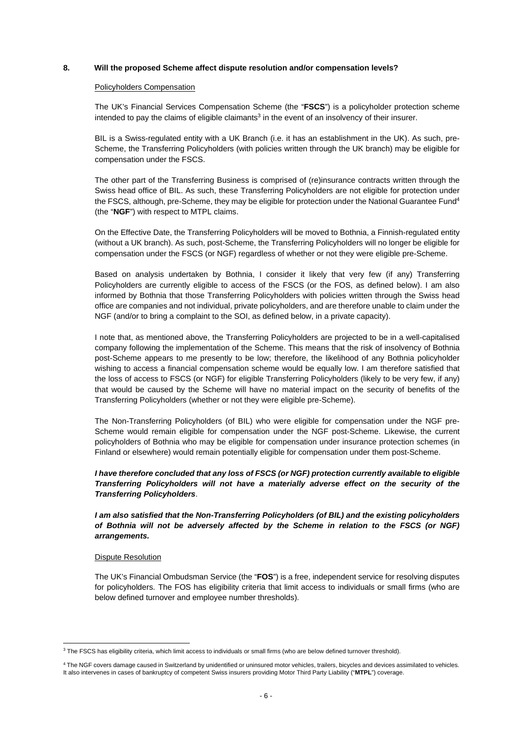## 8. Will the proposed Scheme affect dispute resolution and/or compensation levels?

Policyholders Compensation

The UK's Financial Services Compensation Scheme (the "**FSCS**") is a policyholder protection scheme intended to pay the claims of eligible claimants[3] in the event of an insolvency of their insurer.

BIL is a Swiss-regulated entity with a UK Branch (i.e. it has an establishment in the UK). As such, pre-Scheme, the Transferring Policyholders (with policies written through the UK branch) may be eligible for compensation under the FSCS.

The other part of the Transferring Business is comprised of (re)insurance contracts written through the Swiss head office of BIL. As such, these Transferring Policyholders are not eligible for protection under the FSCS, although, pre-Scheme, they may be eligible for protection under the National Guarantee Fund[4] (the "**NGF**") with respect to MTPL claims.

On the Effective Date, the Transferring Policyholders will be moved to Bothnia, a Finnish-regulated entity (without a UK branch). As such, post-Scheme, the Transferring Policyholders will no longer be eligible for compensation under the FSCS (or NGF) regardless of whether or not they were eligible pre-Scheme.

Based on analysis undertaken by Bothnia, I consider it likely that very few (if any) Transferring Policyholders are currently eligible to access of the FSCS (or the FOS, as defined below). I am also informed by Bothnia that those Transferring Policyholders with policies written through the Swiss head office are companies and not individual, private policyholders, and are therefore unable to claim under the NGF (and/or to bring a complaint to the SOI, as defined below, in a private capacity).

I note that, as mentioned above, the Transferring Policyholders are projected to be in a well-capitalised company following the implementation of the Scheme. This means that the risk of insolvency of Bothnia post-Scheme appears to me presently to be low; therefore, the likelihood of any Bothnia policyholder wishing to access a financial compensation scheme would be equally low. I am therefore satisfied that the loss of access to FSCS (or NGF) for eligible Transferring Policyholders (likely to be very few, if any) that would be caused by the Scheme will have no material impact on the security of benefits of the Transferring Policyholders (whether or not they were eligible pre-Scheme).

The Non-Transferring Policyholders (of BIL) who were eligible for compensation under the NGF pre-Scheme would remain eligible for compensation under the NGF post-Scheme. Likewise, the current policyholders of Bothnia who may be eligible for compensation under insurance protection schemes (in Finland or elsewhere) would remain potentially eligible for compensation under them post-Scheme.

***I have therefore concluded that any loss of FSCS (or NGF) protection currently available to eligible Transferring Policyholders will not have a materially adverse effect on the security of the Transferring Policyholders***.

***I am also satisfied that the Non-Transferring Policyholders (of BIL) and the existing policyholders of Bothnia will not be adversely affected by the Scheme in relation to the FSCS (or NGF) arrangements.***

Dispute Resolution

The UK's Financial Ombudsman Service (the "**FOS**") is a free, independent service for resolving disputes for policyholders. The FOS has eligibility criteria that limit access to individuals or small firms (who are below defined turnover and employee number thresholds).

---

[3] The FSCS has eligibility criteria, which limit access to individuals or small firms (who are below defined turnover threshold).

[4] The NGF covers damage caused in Switzerland by unidentified or uninsured motor vehicles, trailers, bicycles and devices assimilated to vehicles. It also intervenes in cases of bankruptcy of competent Swiss insurers providing Motor Third Party Liability ("**MTPL**") coverage.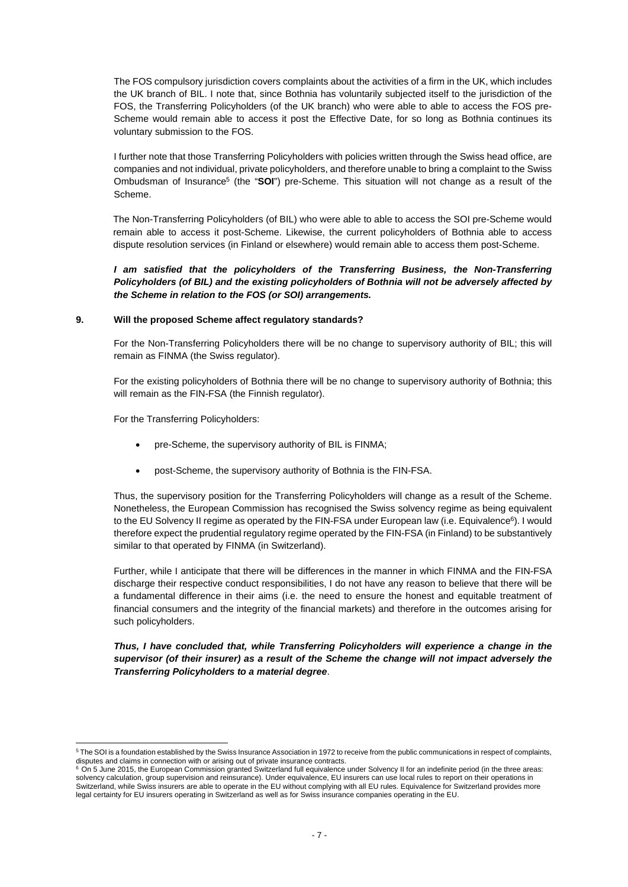The FOS compulsory jurisdiction covers complaints about the activities of a firm in the UK, which includes the UK branch of BIL. I note that, since Bothnia has voluntarily subjected itself to the jurisdiction of the FOS, the Transferring Policyholders (of the UK branch) who were able to able to access the FOS pre-Scheme would remain able to access it post the Effective Date, for so long as Bothnia continues its voluntary submission to the FOS.

I further note that those Transferring Policyholders with policies written through the Swiss head office, are companies and not individual, private policyholders, and therefore unable to bring a complaint to the Swiss Ombudsman of Insurance[5] (the "**SOI**") pre-Scheme. This situation will not change as a result of the Scheme.

The Non-Transferring Policyholders (of BIL) who were able to able to access the SOI pre-Scheme would remain able to access it post-Scheme. Likewise, the current policyholders of Bothnia able to access dispute resolution services (in Finland or elsewhere) would remain able to access them post-Scheme.

***I am satisfied that the policyholders of the Transferring Business, the Non-Transferring Policyholders (of BIL) and the existing policyholders of Bothnia will not be adversely affected by the Scheme in relation to the FOS (or SOI) arrangements.***

## 9. Will the proposed Scheme affect regulatory standards?

For the Non-Transferring Policyholders there will be no change to supervisory authority of BIL; this will remain as FINMA (the Swiss regulator).

For the existing policyholders of Bothnia there will be no change to supervisory authority of Bothnia; this will remain as the FIN-FSA (the Finnish regulator).

For the Transferring Policyholders:

- pre-Scheme, the supervisory authority of BIL is FINMA;
- post-Scheme, the supervisory authority of Bothnia is the FIN-FSA.

Thus, the supervisory position for the Transferring Policyholders will change as a result of the Scheme. Nonetheless, the European Commission has recognised the Swiss solvency regime as being equivalent to the EU Solvency II regime as operated by the FIN-FSA under European law (i.e. Equivalence[6]). I would therefore expect the prudential regulatory regime operated by the FIN-FSA (in Finland) to be substantively similar to that operated by FINMA (in Switzerland).

Further, while I anticipate that there will be differences in the manner in which FINMA and the FIN-FSA discharge their respective conduct responsibilities, I do not have any reason to believe that there will be a fundamental difference in their aims (i.e. the need to ensure the honest and equitable treatment of financial consumers and the integrity of the financial markets) and therefore in the outcomes arising for such policyholders.

***Thus, I have concluded that, while Transferring Policyholders will experience a change in the supervisor (of their insurer) as a result of the Scheme the change will not impact adversely the Transferring Policyholders to a material degree***.

---

[5] The SOI is a foundation established by the Swiss Insurance Association in 1972 to receive from the public communications in respect of complaints, disputes and claims in connection with or arising out of private insurance contracts.

[6] On 5 June 2015, the European Commission granted Switzerland full equivalence under Solvency II for an indefinite period (in the three areas: solvency calculation, group supervision and reinsurance). Under equivalence, EU insurers can use local rules to report on their operations in Switzerland, while Swiss insurers are able to operate in the EU without complying with all EU rules. Equivalence for Switzerland provides more legal certainty for EU insurers operating in Switzerland as well as for Swiss insurance companies operating in the EU.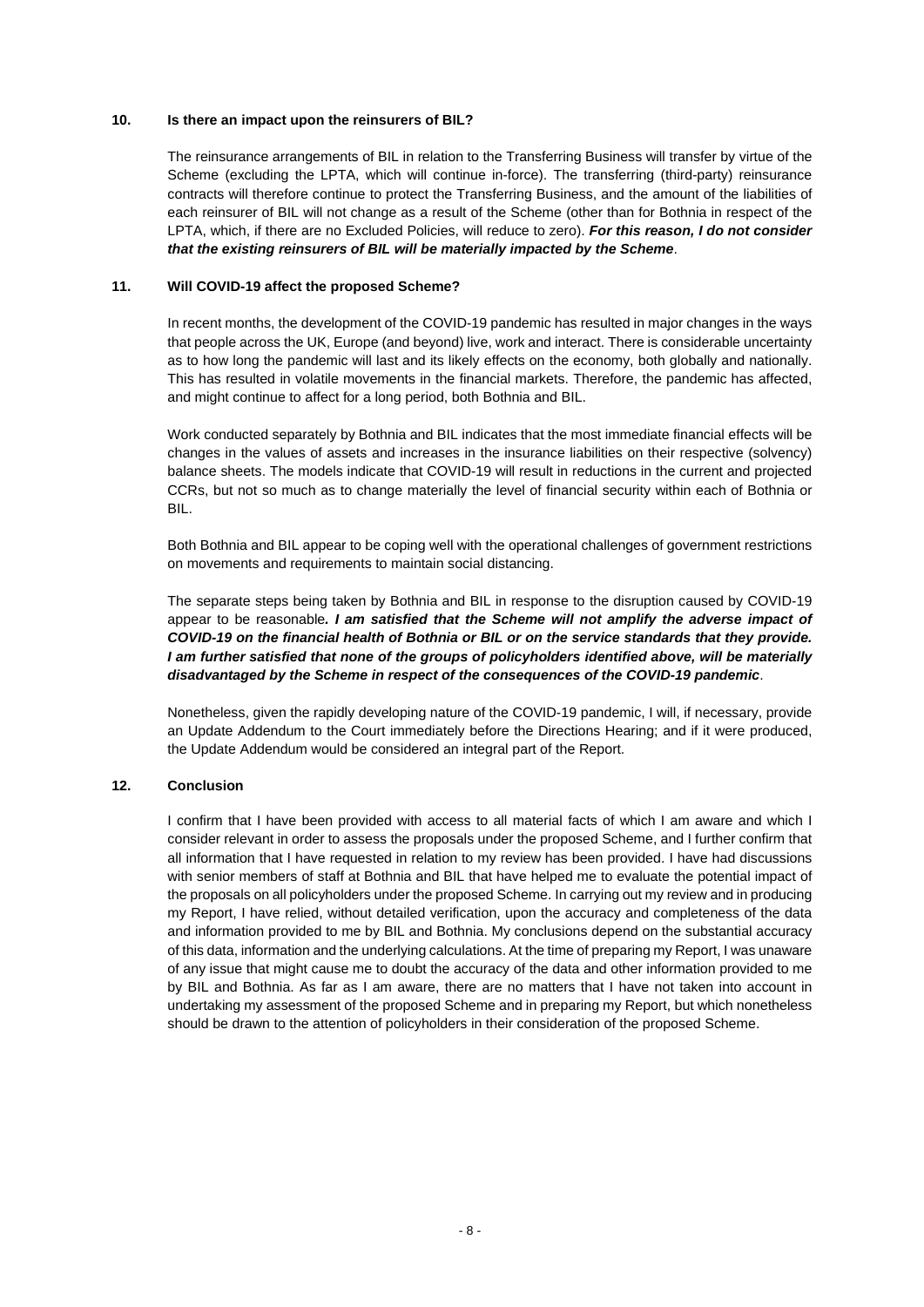## 10. Is there an impact upon the reinsurers of BIL?

The reinsurance arrangements of BIL in relation to the Transferring Business will transfer by virtue of the Scheme (excluding the LPTA, which will continue in-force). The transferring (third-party) reinsurance contracts will therefore continue to protect the Transferring Business, and the amount of the liabilities of each reinsurer of BIL will not change as a result of the Scheme (other than for Bothnia in respect of the LPTA, which, if there are no Excluded Policies, will reduce to zero). ***For this reason, I do not consider that the existing reinsurers of BIL will be materially impacted by the Scheme***.

## 11. Will COVID-19 affect the proposed Scheme?

In recent months, the development of the COVID-19 pandemic has resulted in major changes in the ways that people across the UK, Europe (and beyond) live, work and interact. There is considerable uncertainty as to how long the pandemic will last and its likely effects on the economy, both globally and nationally. This has resulted in volatile movements in the financial markets. Therefore, the pandemic has affected, and might continue to affect for a long period, both Bothnia and BIL.

Work conducted separately by Bothnia and BIL indicates that the most immediate financial effects will be changes in the values of assets and increases in the insurance liabilities on their respective (solvency) balance sheets. The models indicate that COVID-19 will result in reductions in the current and projected CCRs, but not so much as to change materially the level of financial security within each of Bothnia or BIL.

Both Bothnia and BIL appear to be coping well with the operational challenges of government restrictions on movements and requirements to maintain social distancing.

The separate steps being taken by Bothnia and BIL in response to the disruption caused by COVID-19 appear to be reasonable***. I am satisfied that the Scheme will not amplify the adverse impact of COVID-19 on the financial health of Bothnia or BIL or on the service standards that they provide. I am further satisfied that none of the groups of policyholders identified above, will be materially disadvantaged by the Scheme in respect of the consequences of the COVID-19 pandemic***.

Nonetheless, given the rapidly developing nature of the COVID-19 pandemic, I will, if necessary, provide an Update Addendum to the Court immediately before the Directions Hearing; and if it were produced, the Update Addendum would be considered an integral part of the Report.

## 12. Conclusion

I confirm that I have been provided with access to all material facts of which I am aware and which I consider relevant in order to assess the proposals under the proposed Scheme, and I further confirm that all information that I have requested in relation to my review has been provided. I have had discussions with senior members of staff at Bothnia and BIL that have helped me to evaluate the potential impact of the proposals on all policyholders under the proposed Scheme. In carrying out my review and in producing my Report, I have relied, without detailed verification, upon the accuracy and completeness of the data and information provided to me by BIL and Bothnia. My conclusions depend on the substantial accuracy of this data, information and the underlying calculations. At the time of preparing my Report, I was unaware of any issue that might cause me to doubt the accuracy of the data and other information provided to me by BIL and Bothnia. As far as I am aware, there are no matters that I have not taken into account in undertaking my assessment of the proposed Scheme and in preparing my Report, but which nonetheless should be drawn to the attention of policyholders in their consideration of the proposed Scheme.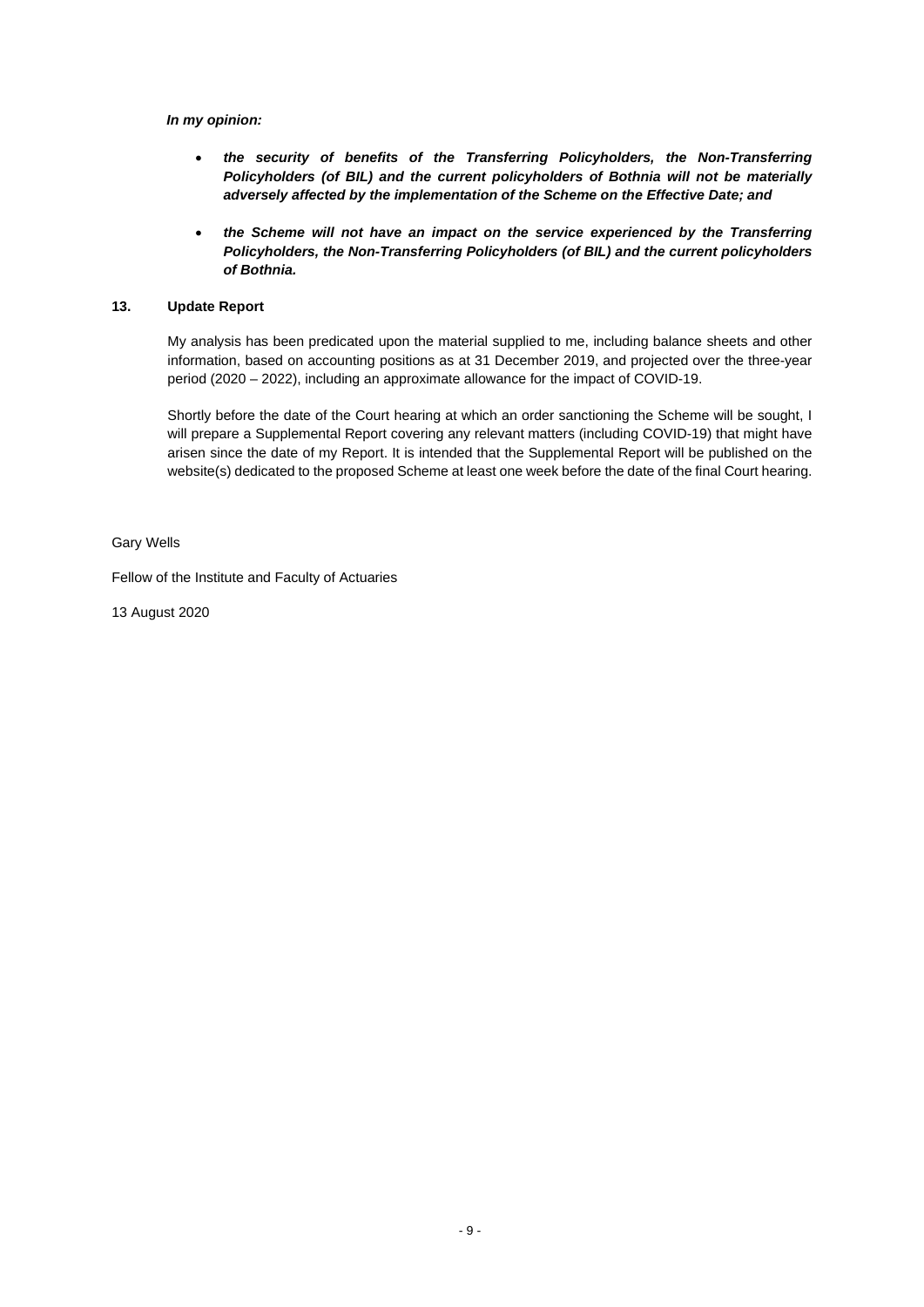***In my opinion:***

- ***the security of benefits of the Transferring Policyholders, the Non-Transferring Policyholders (of BIL) and the current policyholders of Bothnia will not be materially adversely affected by the implementation of the Scheme on the Effective Date; and***
- ***the Scheme will not have an impact on the service experienced by the Transferring Policyholders, the Non-Transferring Policyholders (of BIL) and the current policyholders of Bothnia.***

## 13. Update Report

My analysis has been predicated upon the material supplied to me, including balance sheets and other information, based on accounting positions as at 31 December 2019, and projected over the three-year period (2020 – 2022), including an approximate allowance for the impact of COVID-19.

Shortly before the date of the Court hearing at which an order sanctioning the Scheme will be sought, I will prepare a Supplemental Report covering any relevant matters (including COVID-19) that might have arisen since the date of my Report. It is intended that the Supplemental Report will be published on the website(s) dedicated to the proposed Scheme at least one week before the date of the final Court hearing.

Gary Wells

Fellow of the Institute and Faculty of Actuaries

13 August 2020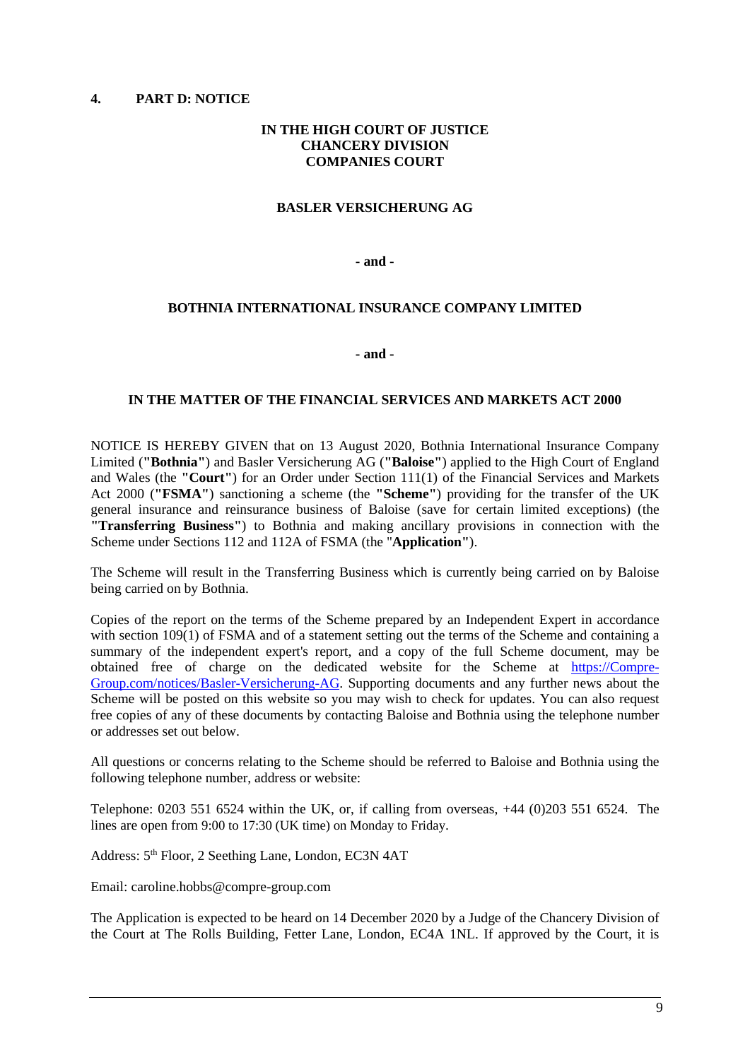## 4. PART D: NOTICE

**IN THE HIGH COURT OF JUSTICE**
**CHANCERY DIVISION**
**COMPANIES COURT**

**BASLER VERSICHERUNG AG**

**- and -**

**BOTHNIA INTERNATIONAL INSURANCE COMPANY LIMITED**

**- and -**

**IN THE MATTER OF THE FINANCIAL SERVICES AND MARKETS ACT 2000**

NOTICE IS HEREBY GIVEN that on 13 August 2020, Bothnia International Insurance Company Limited (**"Bothnia"**) and Basler Versicherung AG (**"Baloise"**) applied to the High Court of England and Wales (the **"Court"**) for an Order under Section 111(1) of the Financial Services and Markets Act 2000 (**"FSMA"**) sanctioning a scheme (the **"Scheme"**) providing for the transfer of the UK general insurance and reinsurance business of Baloise (save for certain limited exceptions) (the **"Transferring Business"**) to Bothnia and making ancillary provisions in connection with the Scheme under Sections 112 and 112A of FSMA (the "**Application"**).

The Scheme will result in the Transferring Business which is currently being carried on by Baloise being carried on by Bothnia.

Copies of the report on the terms of the Scheme prepared by an Independent Expert in accordance with section 109(1) of FSMA and of a statement setting out the terms of the Scheme and containing a summary of the independent expert's report, and a copy of the full Scheme document, may be obtained free of charge on the dedicated website for the Scheme at https://Compre-Group.com/notices/Basler-Versicherung-AG. Supporting documents and any further news about the Scheme will be posted on this website so you may wish to check for updates. You can also request free copies of any of these documents by contacting Baloise and Bothnia using the telephone number or addresses set out below.

All questions or concerns relating to the Scheme should be referred to Baloise and Bothnia using the following telephone number, address or website:

Telephone: 0203 551 6524 within the UK, or, if calling from overseas, +44 (0)203 551 6524. The lines are open from 9:00 to 17:30 (UK time) on Monday to Friday.

Address: 5th Floor, 2 Seething Lane, London, EC3N 4AT

Email: caroline.hobbs@compre-group.com

The Application is expected to be heard on 14 December 2020 by a Judge of the Chancery Division of the Court at The Rolls Building, Fetter Lane, London, EC4A 1NL. If approved by the Court, it is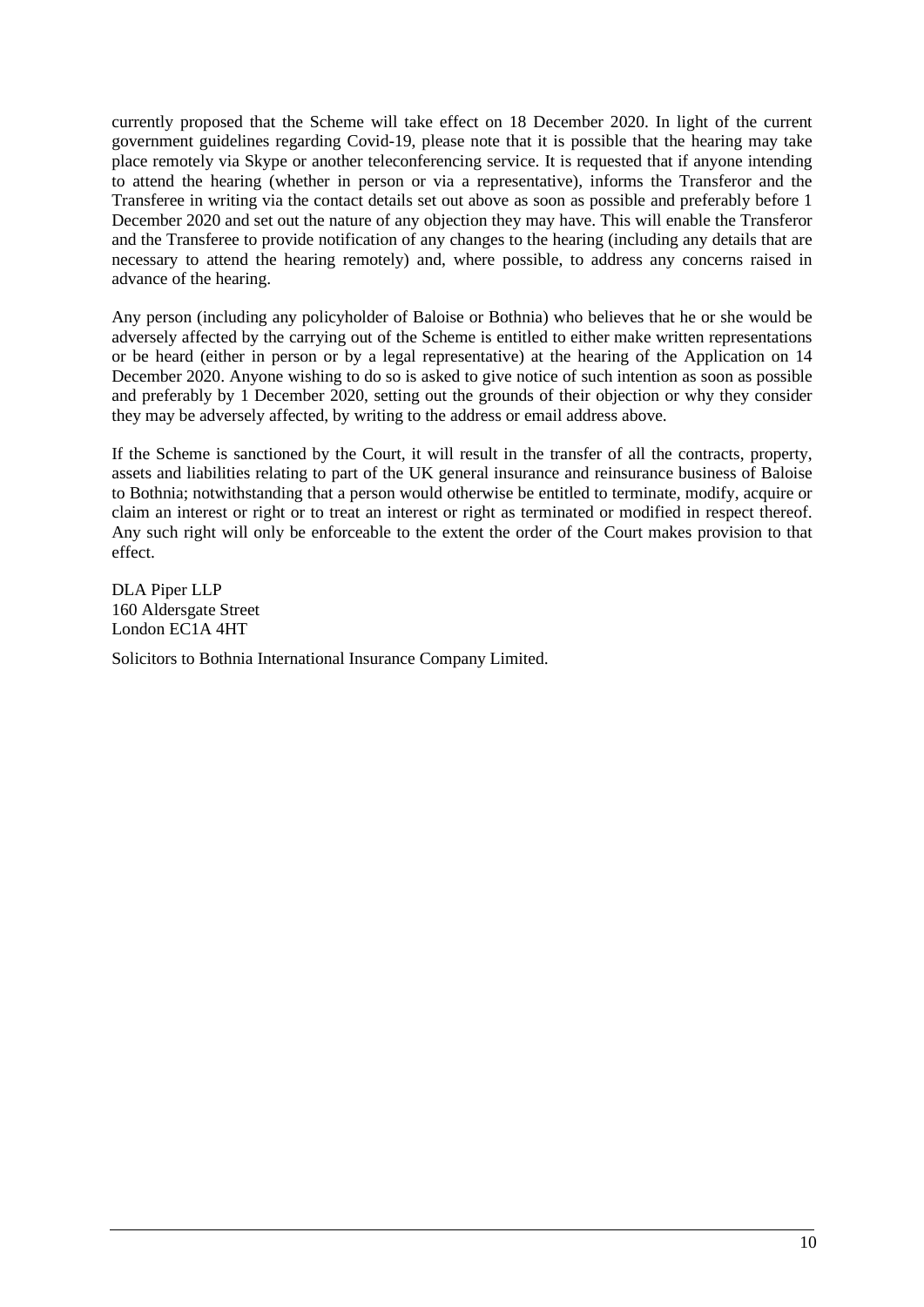currently proposed that the Scheme will take effect on 18 December 2020. In light of the current government guidelines regarding Covid-19, please note that it is possible that the hearing may take place remotely via Skype or another teleconferencing service. It is requested that if anyone intending to attend the hearing (whether in person or via a representative), informs the Transferor and the Transferee in writing via the contact details set out above as soon as possible and preferably before 1 December 2020 and set out the nature of any objection they may have. This will enable the Transferor and the Transferee to provide notification of any changes to the hearing (including any details that are necessary to attend the hearing remotely) and, where possible, to address any concerns raised in advance of the hearing.

Any person (including any policyholder of Baloise or Bothnia) who believes that he or she would be adversely affected by the carrying out of the Scheme is entitled to either make written representations or be heard (either in person or by a legal representative) at the hearing of the Application on 14 December 2020. Anyone wishing to do so is asked to give notice of such intention as soon as possible and preferably by 1 December 2020, setting out the grounds of their objection or why they consider they may be adversely affected, by writing to the address or email address above.

If the Scheme is sanctioned by the Court, it will result in the transfer of all the contracts, property, assets and liabilities relating to part of the UK general insurance and reinsurance business of Baloise to Bothnia; notwithstanding that a person would otherwise be entitled to terminate, modify, acquire or claim an interest or right or to treat an interest or right as terminated or modified in respect thereof. Any such right will only be enforceable to the extent the order of the Court makes provision to that effect.

DLA Piper LLP
160 Aldersgate Street
London EC1A 4HT

Solicitors to Bothnia International Insurance Company Limited.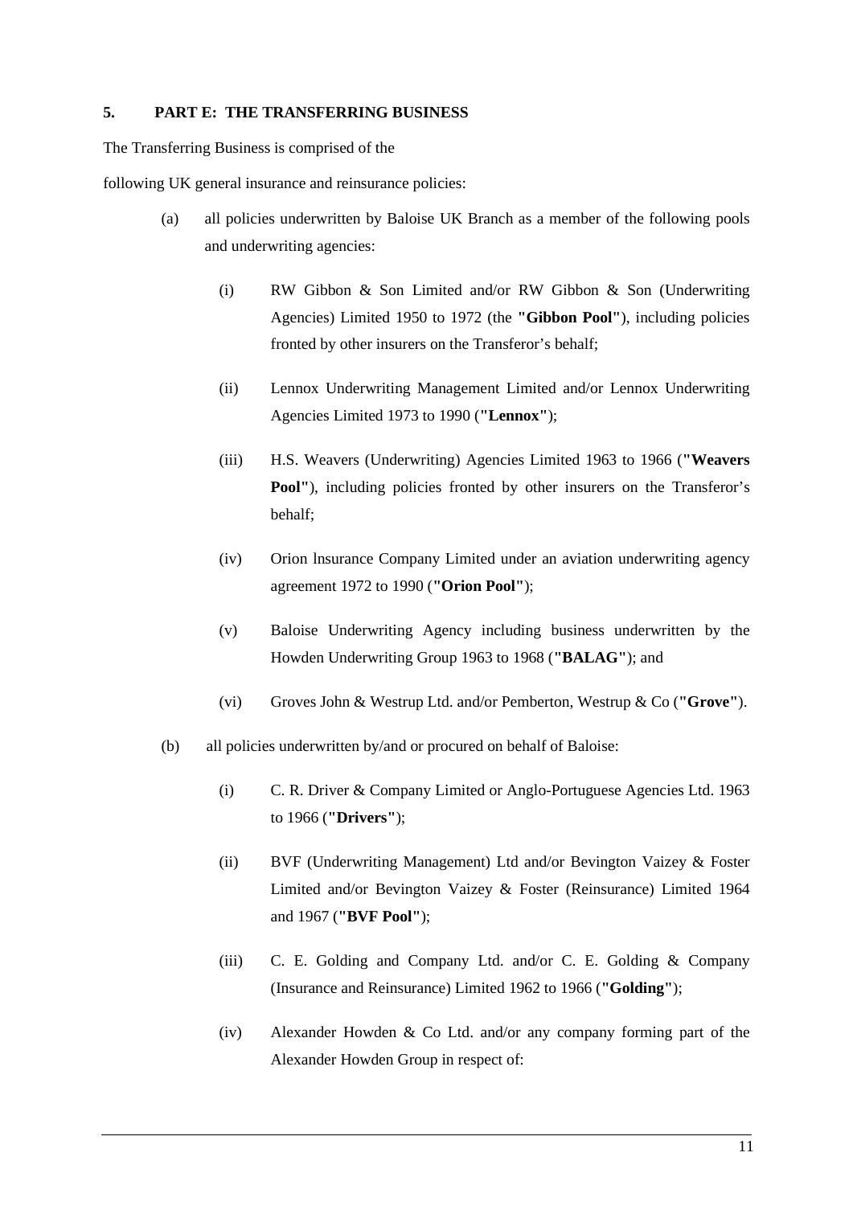## 5. PART E: THE TRANSFERRING BUSINESS

The Transferring Business is comprised of the

following UK general insurance and reinsurance policies:

(a) all policies underwritten by Baloise UK Branch as a member of the following pools and underwriting agencies:

   (i) RW Gibbon & Son Limited and/or RW Gibbon & Son (Underwriting Agencies) Limited 1950 to 1972 (the **"Gibbon Pool"**), including policies fronted by other insurers on the Transferor's behalf;

   (ii) Lennox Underwriting Management Limited and/or Lennox Underwriting Agencies Limited 1973 to 1990 (**"Lennox"**);

   (iii) H.S. Weavers (Underwriting) Agencies Limited 1963 to 1966 (**"Weavers Pool"**), including policies fronted by other insurers on the Transferor's behalf;

   (iv) Orion lnsurance Company Limited under an aviation underwriting agency agreement 1972 to 1990 (**"Orion Pool"**);

   (v) Baloise Underwriting Agency including business underwritten by the Howden Underwriting Group 1963 to 1968 (**"BALAG"**); and

   (vi) Groves John & Westrup Ltd. and/or Pemberton, Westrup & Co (**"Grove"**).

(b) all policies underwritten by/and or procured on behalf of Baloise:

   (i) C. R. Driver & Company Limited or Anglo-Portuguese Agencies Ltd. 1963 to 1966 (**"Drivers"**);

   (ii) BVF (Underwriting Management) Ltd and/or Bevington Vaizey & Foster Limited and/or Bevington Vaizey & Foster (Reinsurance) Limited 1964 and 1967 (**"BVF Pool"**);

   (iii) C. E. Golding and Company Ltd. and/or C. E. Golding & Company (Insurance and Reinsurance) Limited 1962 to 1966 (**"Golding"**);

   (iv) Alexander Howden & Co Ltd. and/or any company forming part of the Alexander Howden Group in respect of: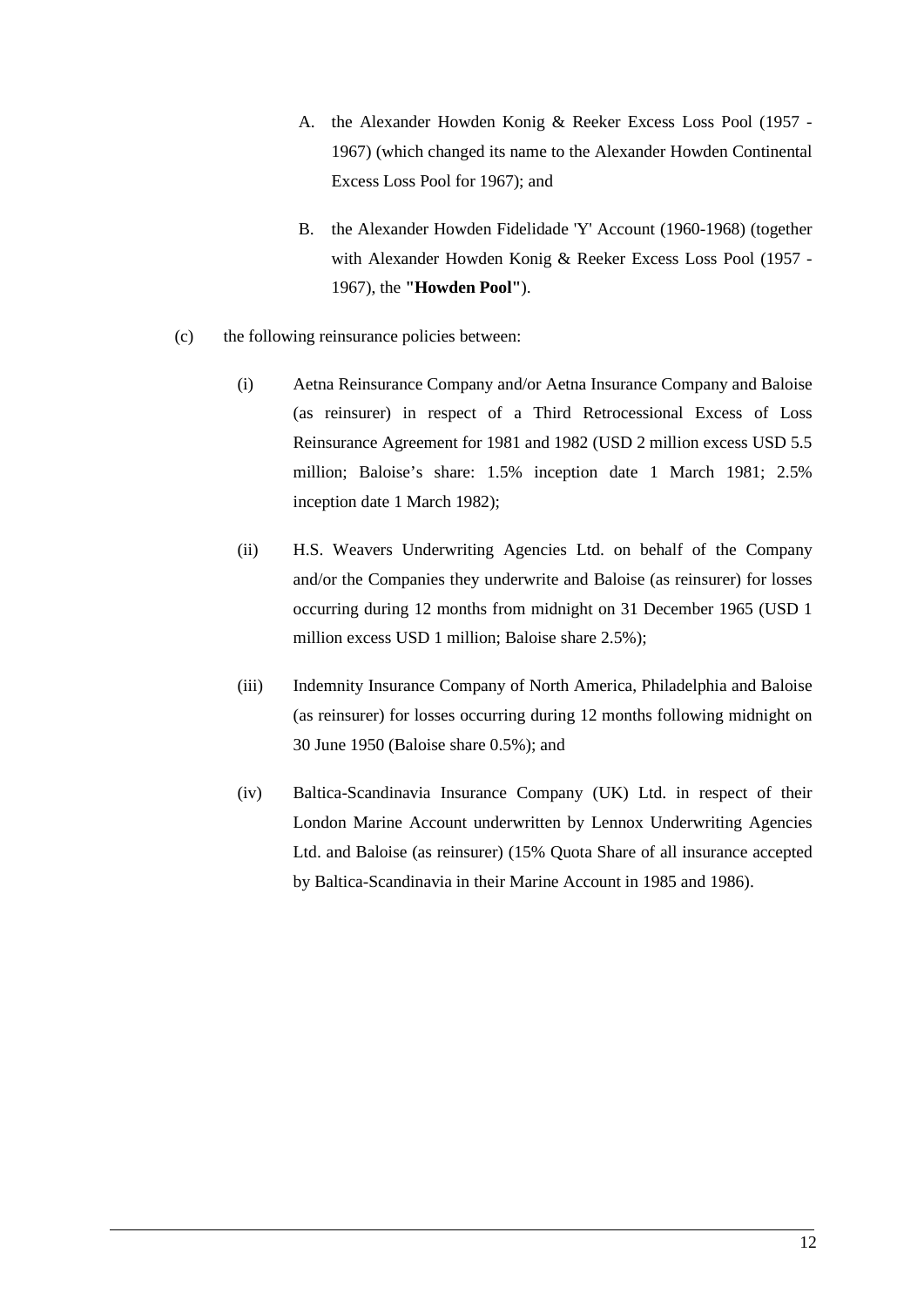A. the Alexander Howden Konig & Reeker Excess Loss Pool (1957 - 1967) (which changed its name to the Alexander Howden Continental Excess Loss Pool for 1967); and

B. the Alexander Howden Fidelidade 'Y' Account (1960-1968) (together with Alexander Howden Konig & Reeker Excess Loss Pool (1957 - 1967), the **"Howden Pool"**).

(c) the following reinsurance policies between:

(i) Aetna Reinsurance Company and/or Aetna Insurance Company and Baloise (as reinsurer) in respect of a Third Retrocessional Excess of Loss Reinsurance Agreement for 1981 and 1982 (USD 2 million excess USD 5.5 million; Baloise's share: 1.5% inception date 1 March 1981; 2.5% inception date 1 March 1982);

(ii) H.S. Weavers Underwriting Agencies Ltd. on behalf of the Company and/or the Companies they underwrite and Baloise (as reinsurer) for losses occurring during 12 months from midnight on 31 December 1965 (USD 1 million excess USD 1 million; Baloise share 2.5%);

(iii) Indemnity Insurance Company of North America, Philadelphia and Baloise (as reinsurer) for losses occurring during 12 months following midnight on 30 June 1950 (Baloise share 0.5%); and

(iv) Baltica-Scandinavia Insurance Company (UK) Ltd. in respect of their London Marine Account underwritten by Lennox Underwriting Agencies Ltd. and Baloise (as reinsurer) (15% Quota Share of all insurance accepted by Baltica-Scandinavia in their Marine Account in 1985 and 1986).